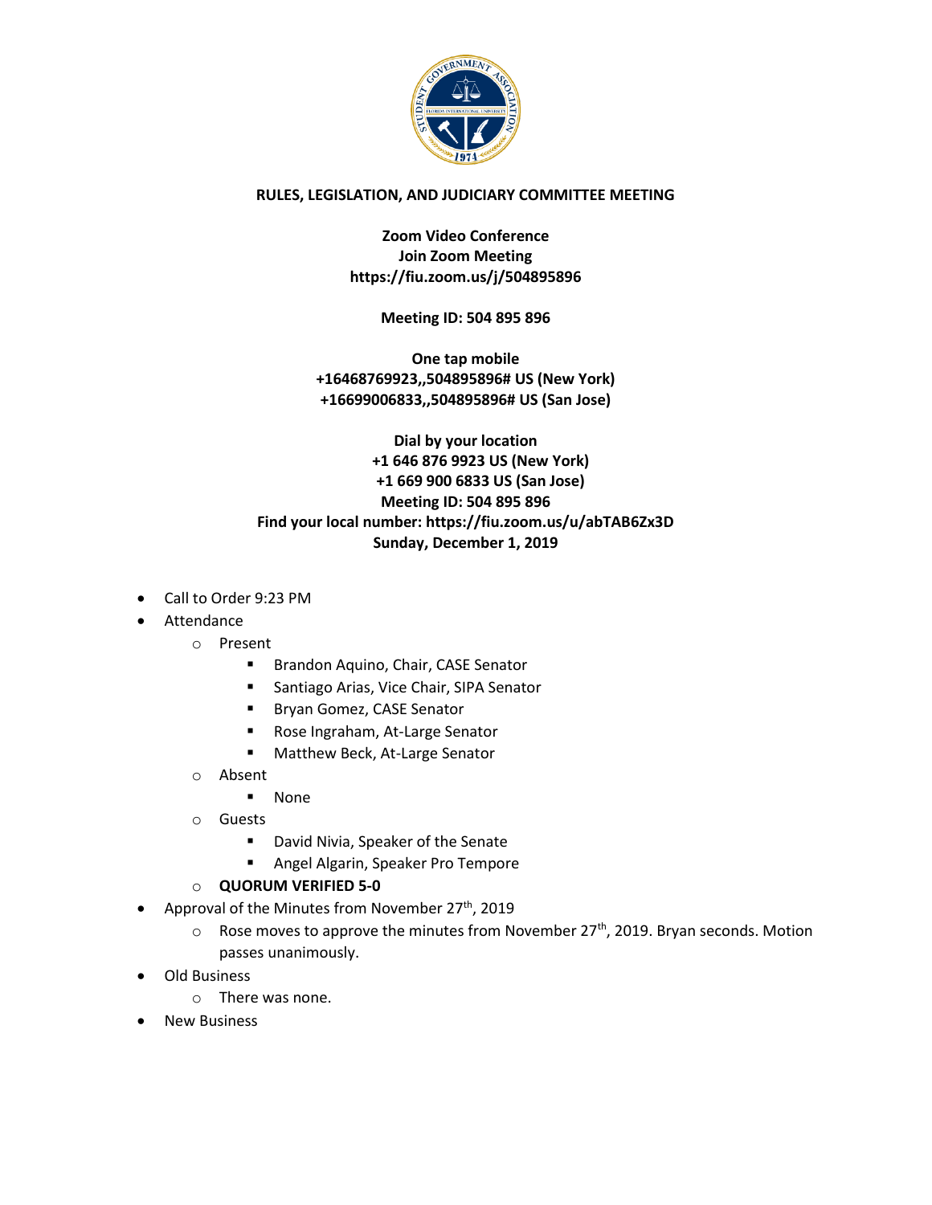**RULES, LEGISLATION, AND JUDICIARY COMMITTEE MEETING**

**Zoom Video Conference**
**Join Zoom Meeting**
**https://fiu.zoom.us/j/504895896**

**Meeting ID: 504 895 896**

**One tap mobile**
**+16468769923,,504895896# US (New York)**
**+16699006833,,504895896# US (San Jose)**

**Dial by your location**
**+1 646 876 9923 US (New York)**
**+1 669 900 6833 US (San Jose)**
**Meeting ID: 504 895 896**
**Find your local number: https://fiu.zoom.us/u/abTAB6Zx3D**
**Sunday, December 1, 2019**

- Call to Order 9:23 PM
- Attendance
  - Present
    - Brandon Aquino, Chair, CASE Senator
    - Santiago Arias, Vice Chair, SIPA Senator
    - Bryan Gomez, CASE Senator
    - Rose Ingraham, At-Large Senator
    - Matthew Beck, At-Large Senator
  - Absent
    - None
  - Guests
    - David Nivia, Speaker of the Senate
    - Angel Algarin, Speaker Pro Tempore
  - **QUORUM VERIFIED 5-0**
- Approval of the Minutes from November 27th, 2019
  - Rose moves to approve the minutes from November 27th, 2019. Bryan seconds. Motion passes unanimously.
- Old Business
  - There was none.
- New Business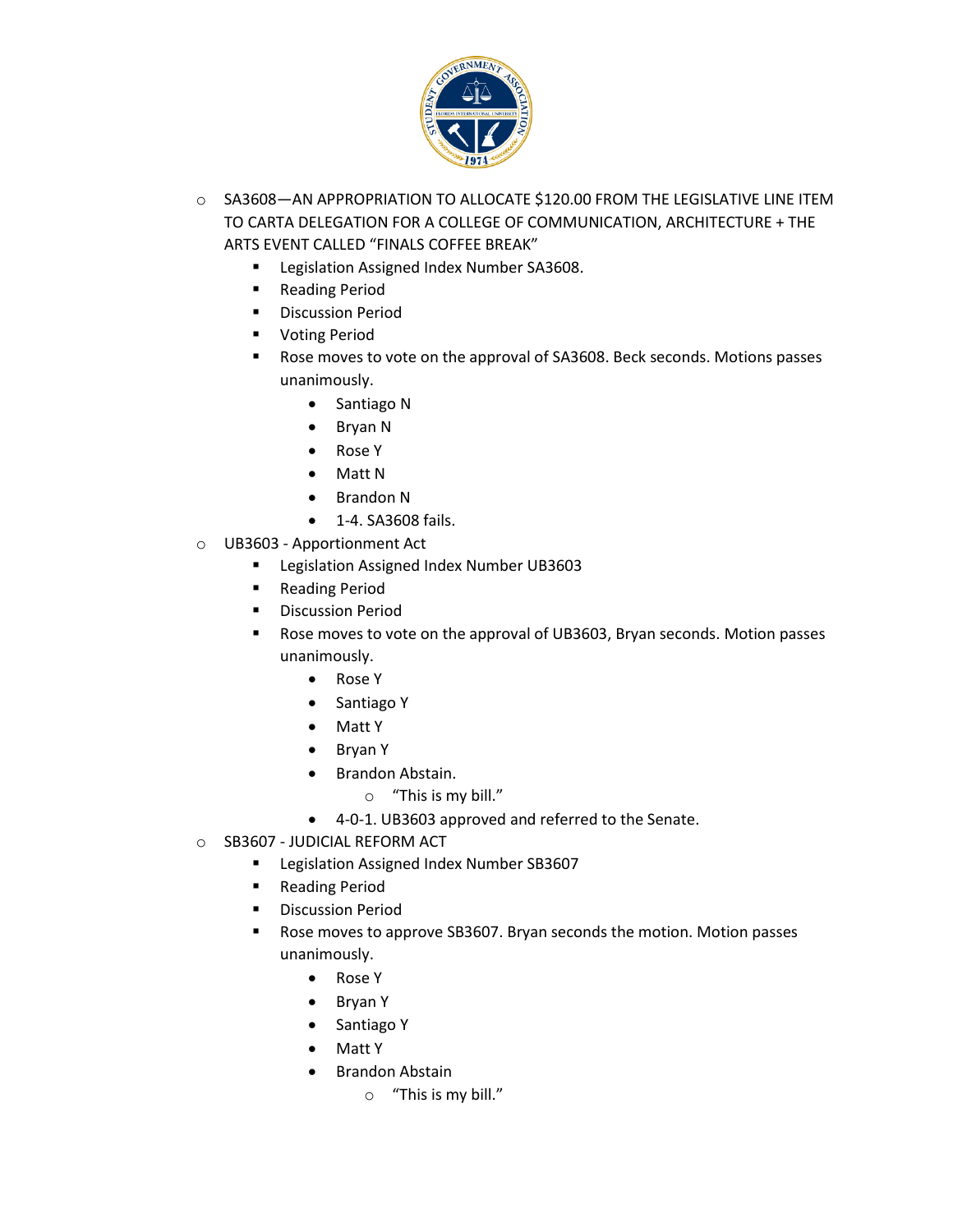- SA3608—AN APPROPRIATION TO ALLOCATE $120.00 FROM THE LEGISLATIVE LINE ITEM TO CARTA DELEGATION FOR A COLLEGE OF COMMUNICATION, ARCHITECTURE + THE ARTS EVENT CALLED "FINALS COFFEE BREAK"
  - Legislation Assigned Index Number SA3608.
  - Reading Period
  - Discussion Period
  - Voting Period
  - Rose moves to vote on the approval of SA3608. Beck seconds. Motions passes unanimously.
    - Santiago N
    - Bryan N
    - Rose Y
    - Matt N
    - Brandon N
    - 1-4. SA3608 fails.
- UB3603 - Apportionment Act
  - Legislation Assigned Index Number UB3603
  - Reading Period
  - Discussion Period
  - Rose moves to vote on the approval of UB3603, Bryan seconds. Motion passes unanimously.
    - Rose Y
    - Santiago Y
    - Matt Y
    - Bryan Y
    - Brandon Abstain.
      - "This is my bill."
    - 4-0-1. UB3603 approved and referred to the Senate.
- SB3607 - JUDICIAL REFORM ACT
  - Legislation Assigned Index Number SB3607
  - Reading Period
  - Discussion Period
  - Rose moves to approve SB3607. Bryan seconds the motion. Motion passes unanimously.
    - Rose Y
    - Bryan Y
    - Santiago Y
    - Matt Y
    - Brandon Abstain
      - "This is my bill."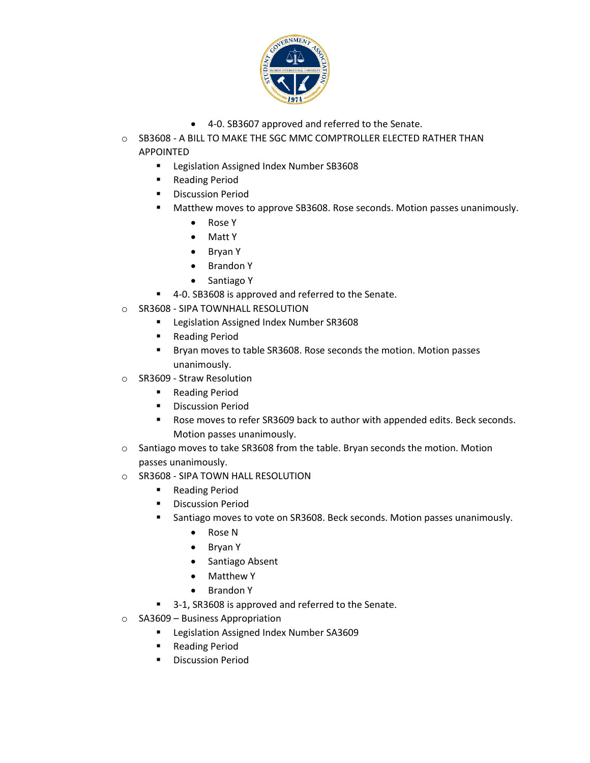- 4-0. SB3607 approved and referred to the Senate.
- SB3608 - A BILL TO MAKE THE SGC MMC COMPTROLLER ELECTED RATHER THAN APPOINTED
    - Legislation Assigned Index Number SB3608
    - Reading Period
    - Discussion Period
    - Matthew moves to approve SB3608. Rose seconds. Motion passes unanimously.
        - Rose Y
        - Matt Y
        - Bryan Y
        - Brandon Y
        - Santiago Y
    - 4-0. SB3608 is approved and referred to the Senate.
- SR3608 - SIPA TOWNHALL RESOLUTION
    - Legislation Assigned Index Number SR3608
    - Reading Period
    - Bryan moves to table SR3608. Rose seconds the motion. Motion passes unanimously.
- SR3609 - Straw Resolution
    - Reading Period
    - Discussion Period
    - Rose moves to refer SR3609 back to author with appended edits. Beck seconds. Motion passes unanimously.
- Santiago moves to take SR3608 from the table. Bryan seconds the motion. Motion passes unanimously.
- SR3608 - SIPA TOWN HALL RESOLUTION
    - Reading Period
    - Discussion Period
    - Santiago moves to vote on SR3608. Beck seconds. Motion passes unanimously.
        - Rose N
        - Bryan Y
        - Santiago Absent
        - Matthew Y
        - Brandon Y
    - 3-1, SR3608 is approved and referred to the Senate.
- SA3609 – Business Appropriation
    - Legislation Assigned Index Number SA3609
    - Reading Period
    - Discussion Period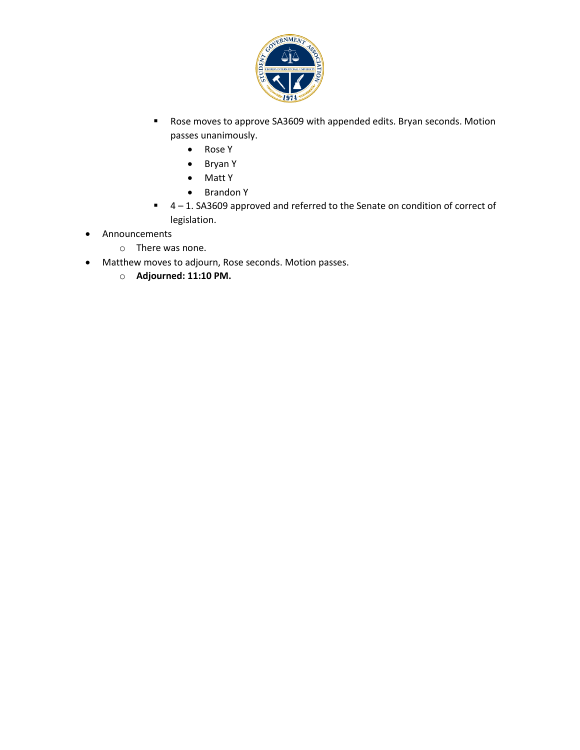- Rose moves to approve SA3609 with appended edits. Bryan seconds. Motion passes unanimously.
    - Rose Y
    - Bryan Y
    - Matt Y
    - Brandon Y
- 4 – 1. SA3609 approved and referred to the Senate on condition of correct of legislation.

- Announcements
    - There was none.
- Matthew moves to adjourn, Rose seconds. Motion passes.
    - **Adjourned: 11:10 PM.**